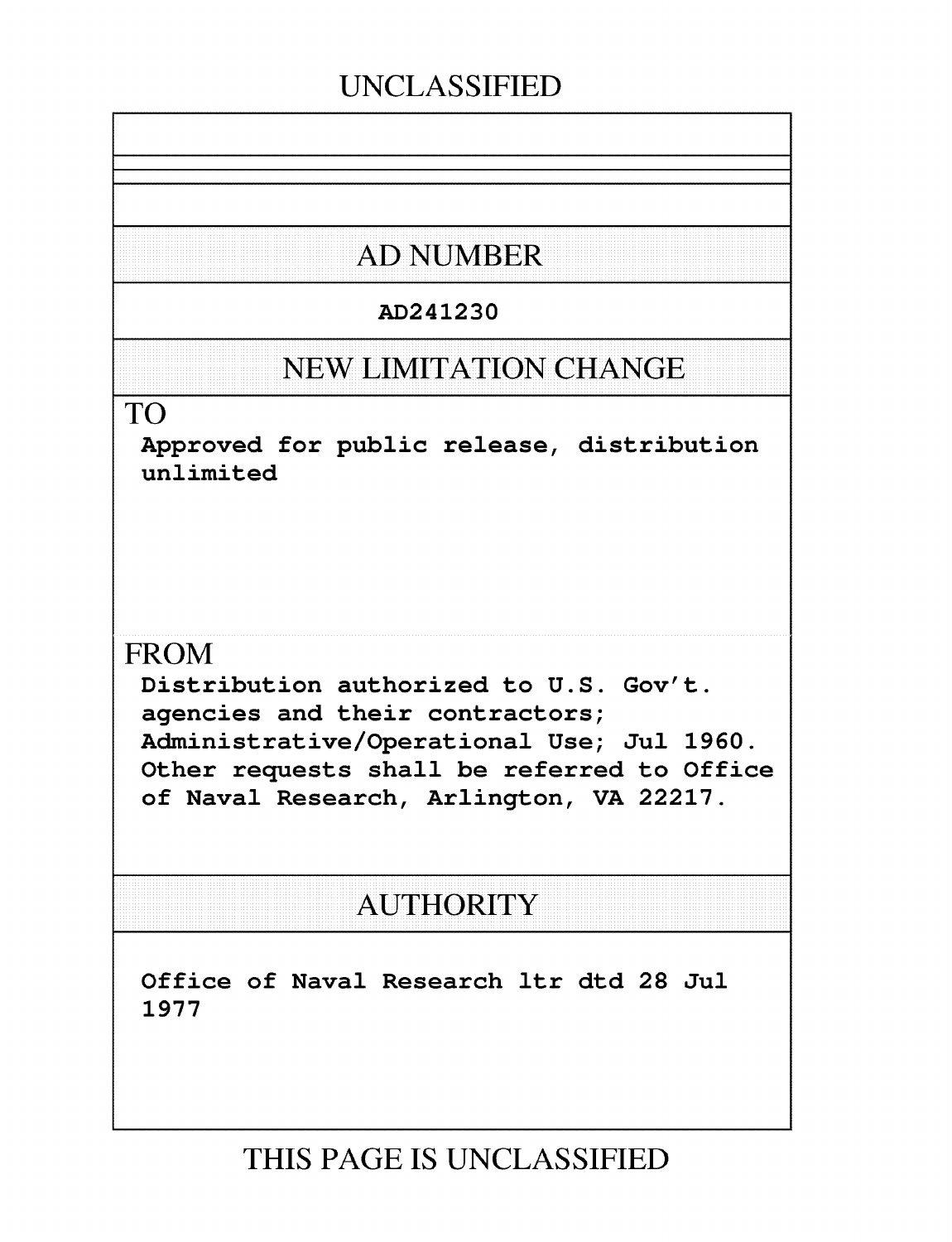UNCLASSIFIED

## AD NUMBER

AD241230

## NEW LIMITATION CHANGE

TO

Approved for public release, distribution unlimited

FROM

Distribution authorized to U.S. Gov't. agencies and their contractors; Administrative/Operational Use; Jul 1960. Other requests shall be referred to Office of Naval Research, Arlington, VA 22217.

## AUTHORITY

Office of Naval Research ltr dtd 28 Jul 1977

THIS PAGE IS UNCLASSIFIED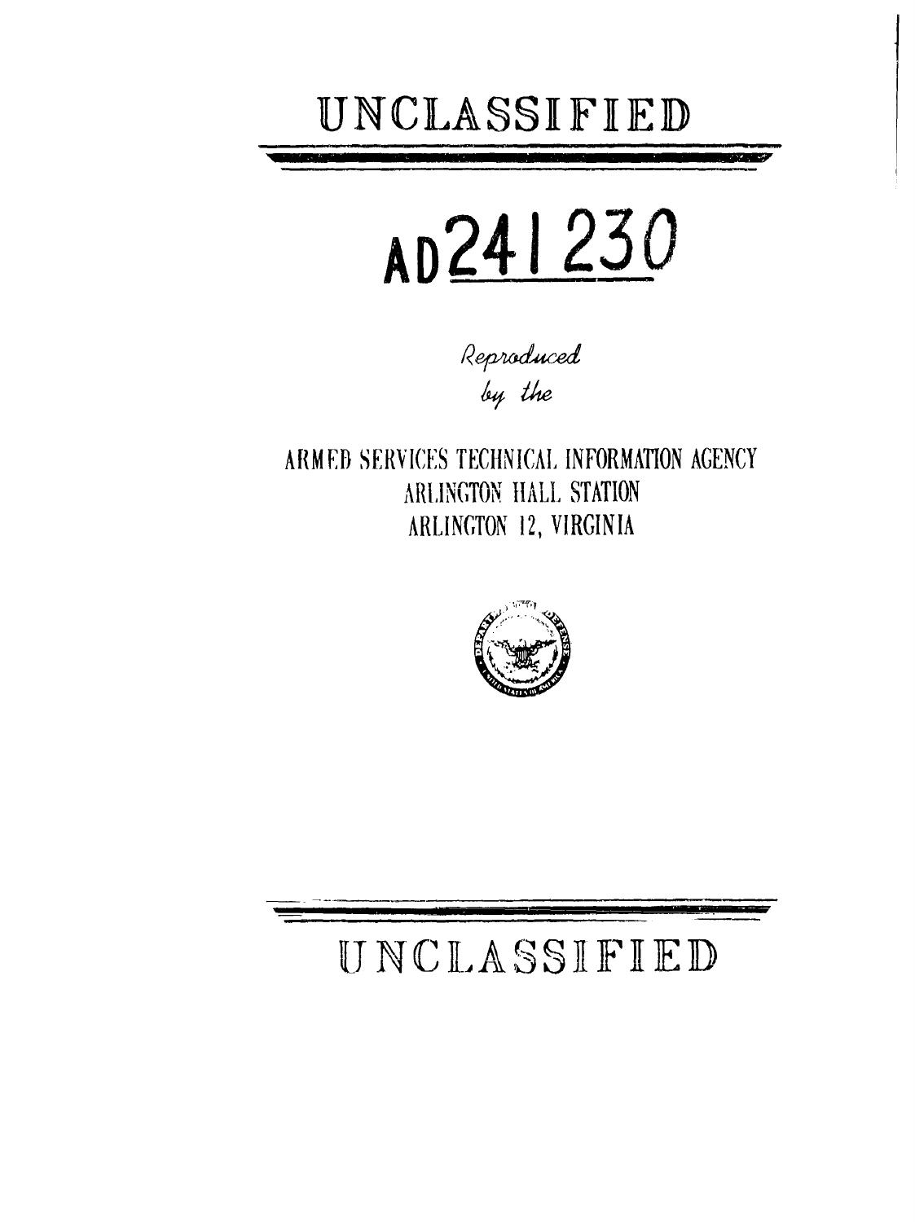# UNCLASSIFIED

# AD241 230

*Reproduced by the*

ARMED SERVICES TECHNICAL INFORMATION AGENCY
ARLINGTON HALL STATION
ARLINGTON 12, VIRGINIA

# UNCLASSIFIED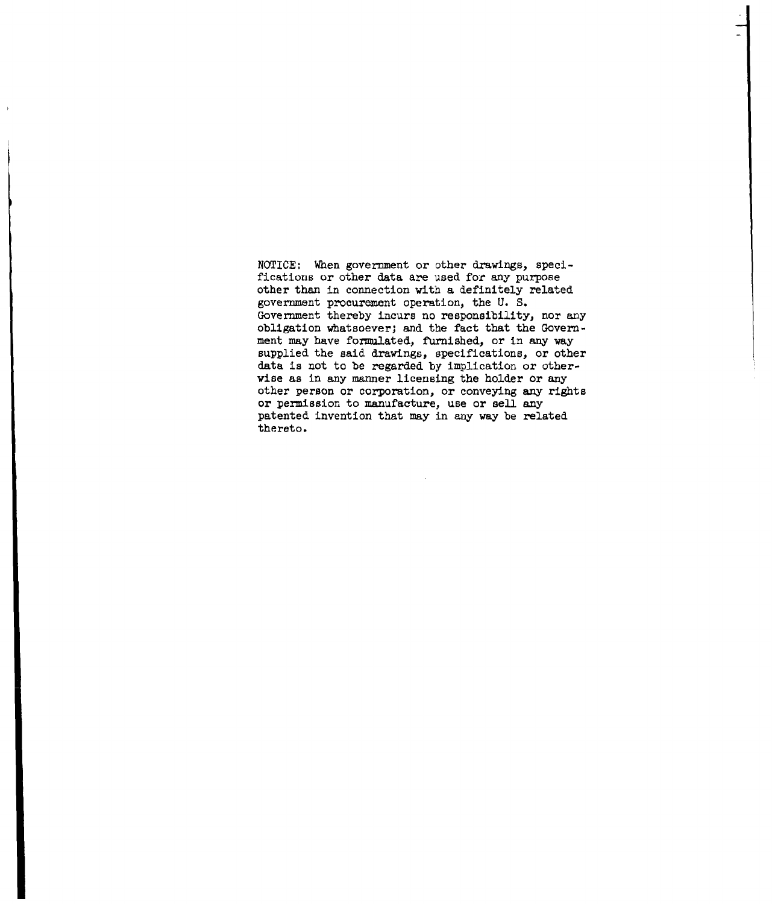NOTICE: When government or other drawings, specifications or other data are used for any purpose other than in connection with a definitely related government procurement operation, the U. S. Government thereby incurs no responsibility, nor any obligation whatsoever; and the fact that the Government may have formulated, furnished, or in any way supplied the said drawings, specifications, or other data is not to be regarded by implication or otherwise as in any manner licensing the holder or any other person or corporation, or conveying any rights or permission to manufacture, use or sell any patented invention that may in any way be related thereto.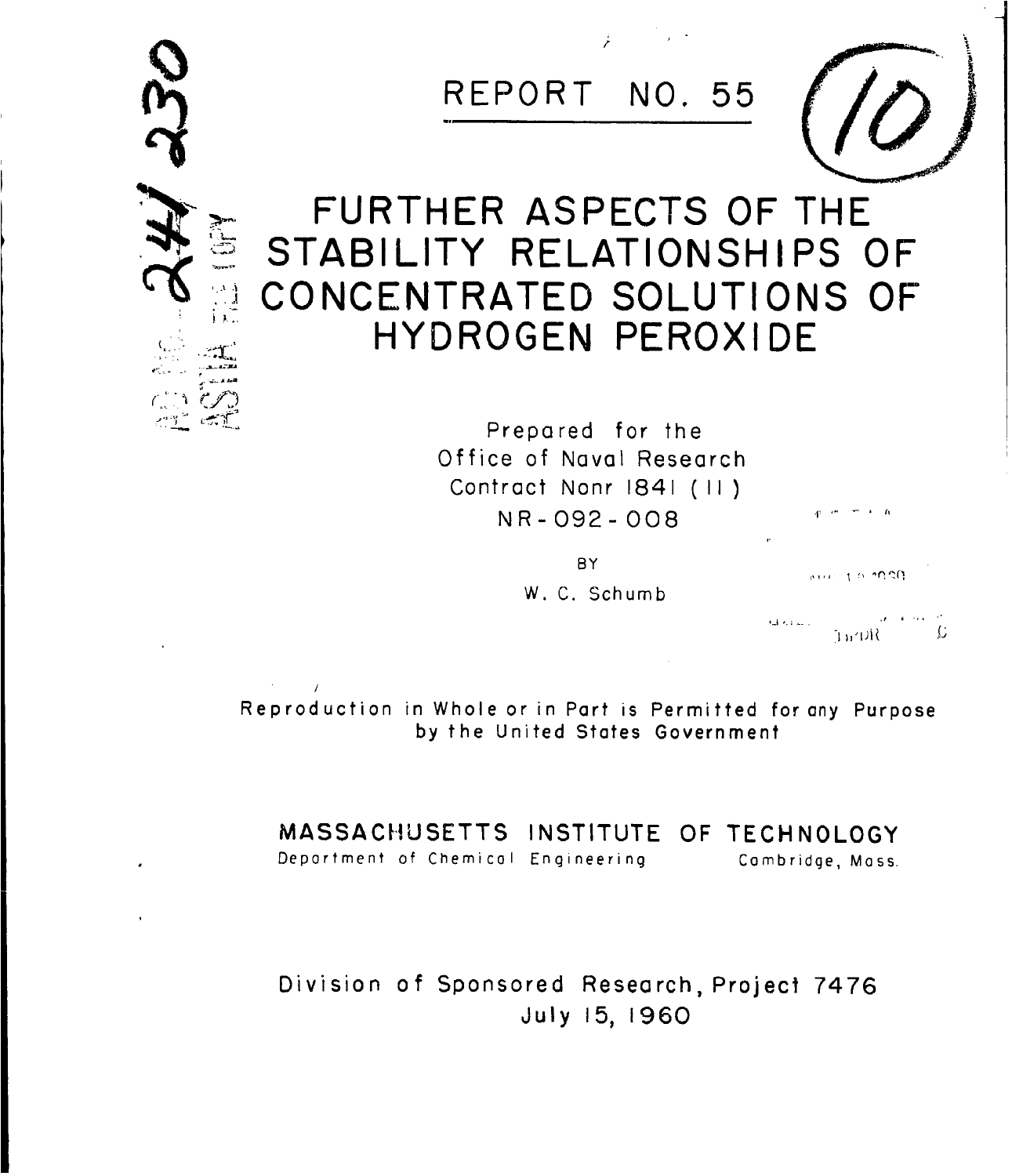# REPORT NO. 55

# FURTHER ASPECTS OF THE STABILITY RELATIONSHIPS OF CONCENTRATED SOLUTIONS OF HYDROGEN PEROXIDE

Prepared for the
Office of Naval Research
Contract Nonr 1841 (11)
NR-092-008

BY

W. C. Schumb

Reproduction in Whole or in Part is Permitted for any Purpose by the United States Government

**MASSACHUSETTS INSTITUTE OF TECHNOLOGY**
Department of Chemical Engineering    Cambridge, Mass.

Division of Sponsored Research, Project 7476
July 15, 1960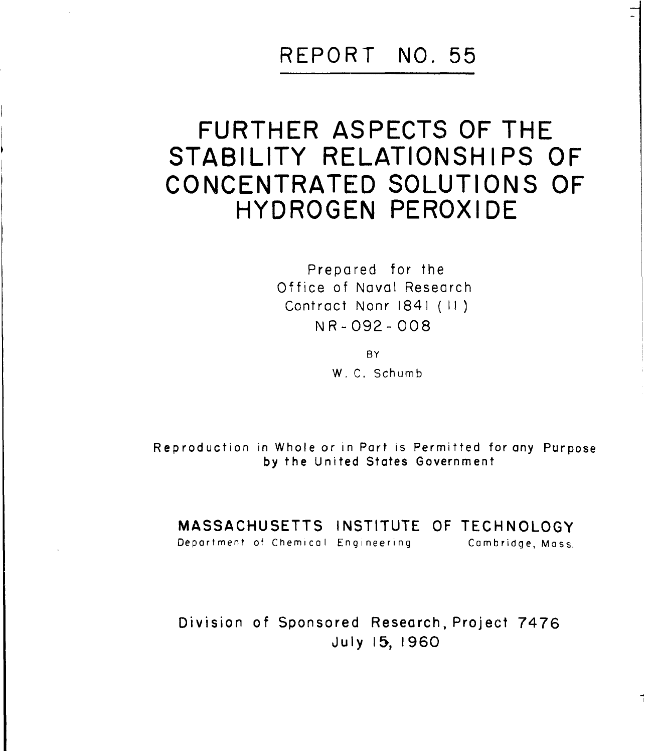# REPORT NO. 55

# FURTHER ASPECTS OF THE STABILITY RELATIONSHIPS OF CONCENTRATED SOLUTIONS OF HYDROGEN PEROXIDE

Prepared for the
Office of Naval Research
Contract Nonr 1841 (11)
NR-092-008

BY

W. C. Schumb

Reproduction in Whole or in Part is Permitted for any Purpose by the United States Government

**MASSACHUSETTS INSTITUTE OF TECHNOLOGY**
Department of Chemical Engineering Cambridge, Mass.

Division of Sponsored Research, Project 7476
July 15, 1960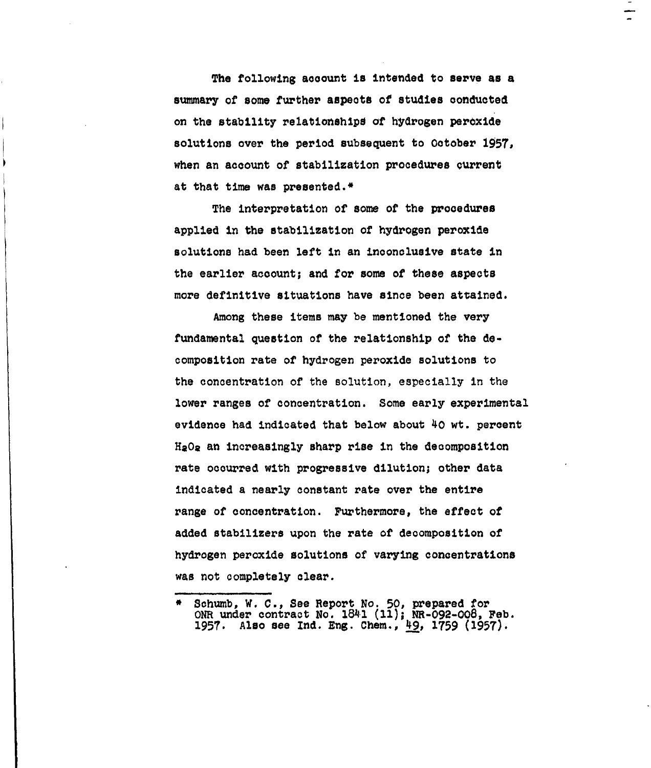The following account is intended to serve as a summary of some further aspects of studies conducted on the stability relationships of hydrogen peroxide solutions over the period subsequent to October 1957, when an account of stabilization procedures current at that time was presented.*

The interpretation of some of the procedures applied in the stabilization of hydrogen peroxide solutions had been left in an inconclusive state in the earlier account; and for some of these aspects more definitive situations have since been attained.

Among these items may be mentioned the very fundamental question of the relationship of the decomposition rate of hydrogen peroxide solutions to the concentration of the solution, especially in the lower ranges of concentration. Some early experimental evidence had indicated that below about 40 wt. percent $H_2O_2$ an increasingly sharp rise in the decomposition rate occurred with progressive dilution; other data indicated a nearly constant rate over the entire range of concentration. Furthermore, the effect of added stabilizers upon the rate of decomposition of hydrogen peroxide solutions of varying concentrations was not completely clear.

---

\* Schumb, W. C., See Report No. 50, prepared for ONR under contract No. 1841 (11); NR-092-008, Feb. 1957. Also see Ind. Eng. Chem., 49, 1759 (1957).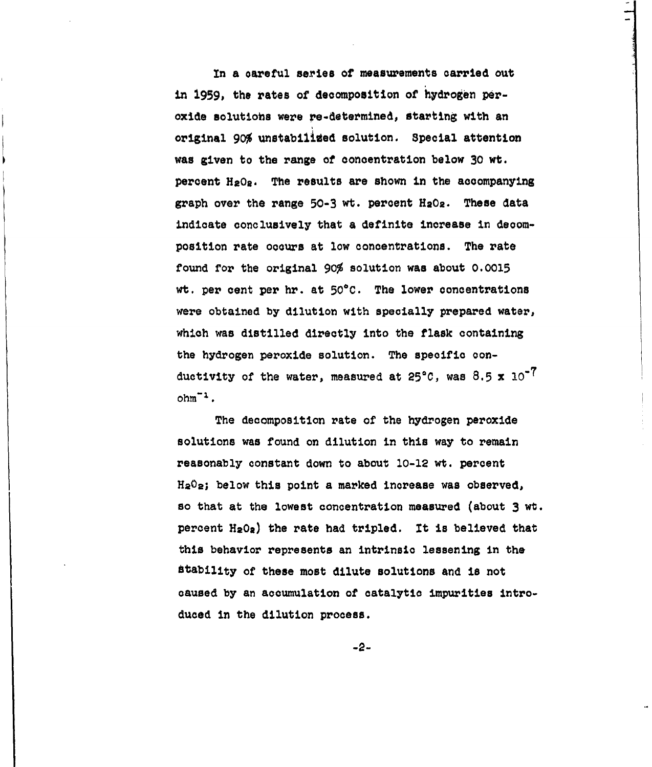In a careful series of measurements carried out in 1959, the rates of decomposition of hydrogen peroxide solutions were re-determined, starting with an original 90% unstabilized solution. Special attention was given to the range of concentration below 30 wt. percent $H_2O_2$. The results are shown in the accompanying graph over the range 50-3 wt. percent $H_2O_2$. These data indicate conclusively that a definite increase in decomposition rate occurs at low concentrations. The rate found for the original 90% solution was about 0.0015 wt. per cent per hr. at 50°C. The lower concentrations were obtained by dilution with specially prepared water, which was distilled directly into the flask containing the hydrogen peroxide solution. The specific conductivity of the water, measured at 25°C, was $8.5 \times 10^{-7}$ $ohm^{-1}$.

The decomposition rate of the hydrogen peroxide solutions was found on dilution in this way to remain reasonably constant down to about 10-12 wt. percent $H_2O_2$; below this point a marked increase was observed, so that at the lowest concentration measured (about 3 wt. percent $H_2O_2$) the rate had tripled. It is believed that this behavior represents an intrinsic lessening in the stability of these most dilute solutions and is not caused by an accumulation of catalytic impurities introduced in the dilution process.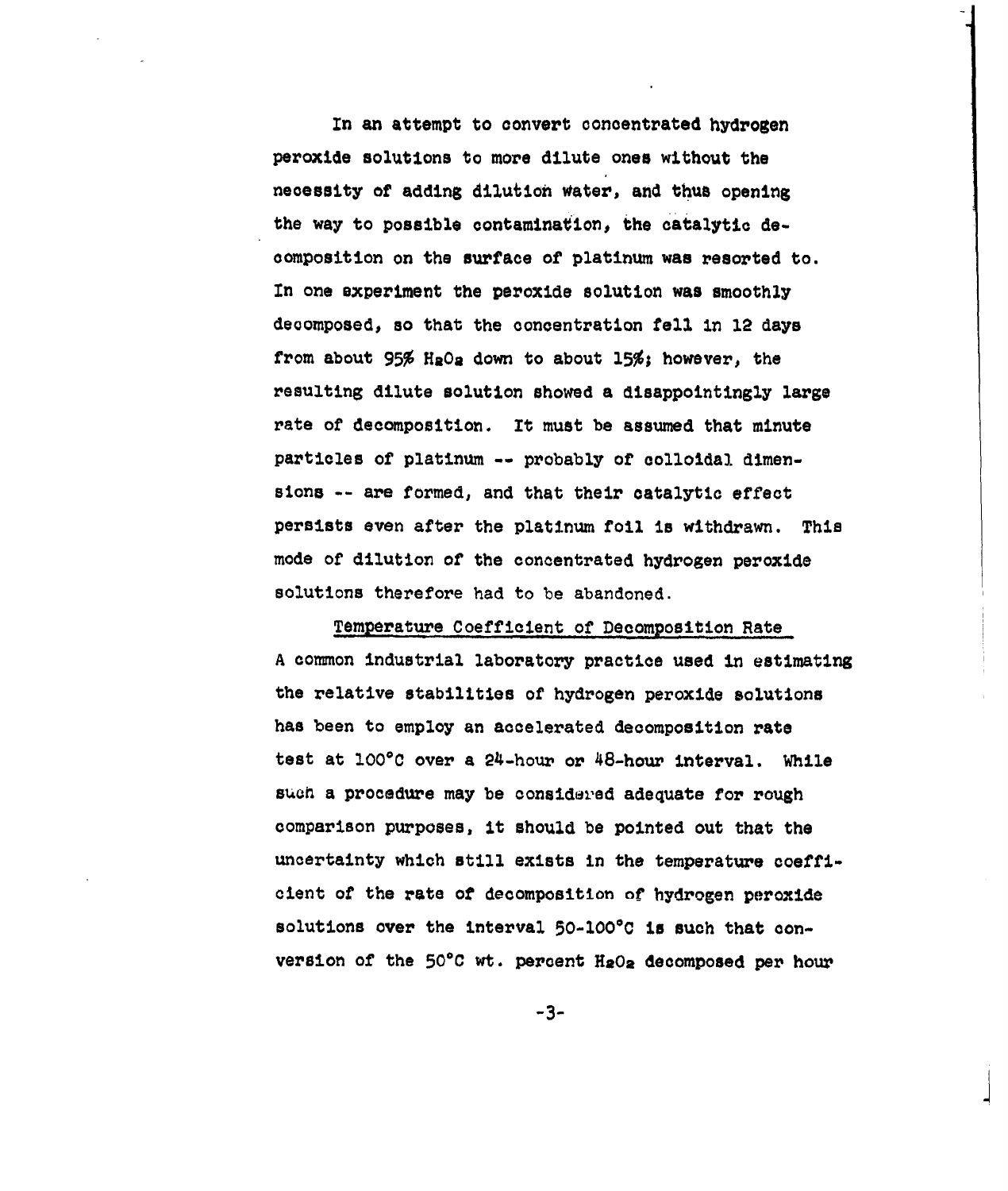In an attempt to convert concentrated hydrogen peroxide solutions to more dilute ones without the necessity of adding dilution water, and thus opening the way to possible contamination, the catalytic decomposition on the surface of platinum was resorted to. In one experiment the peroxide solution was smoothly decomposed, so that the concentration fell in 12 days from about 95% $H_2O_2$ down to about 15%; however, the resulting dilute solution showed a disappointingly large rate of decomposition. It must be assumed that minute particles of platinum -- probably of colloidal dimensions -- are formed, and that their catalytic effect persists even after the platinum foil is withdrawn. This mode of dilution of the concentrated hydrogen peroxide solutions therefore had to be abandoned.

## Temperature Coefficient of Decomposition Rate

A common industrial laboratory practice used in estimating the relative stabilities of hydrogen peroxide solutions has been to employ an accelerated decomposition rate test at 100°C over a 24-hour or 48-hour interval. While such a procedure may be considered adequate for rough comparison purposes, it should be pointed out that the uncertainty which still exists in the temperature coefficient of the rate of decomposition of hydrogen peroxide solutions over the interval 50-100°C is such that conversion of the 50°C wt. percent $H_2O_2$ decomposed per hour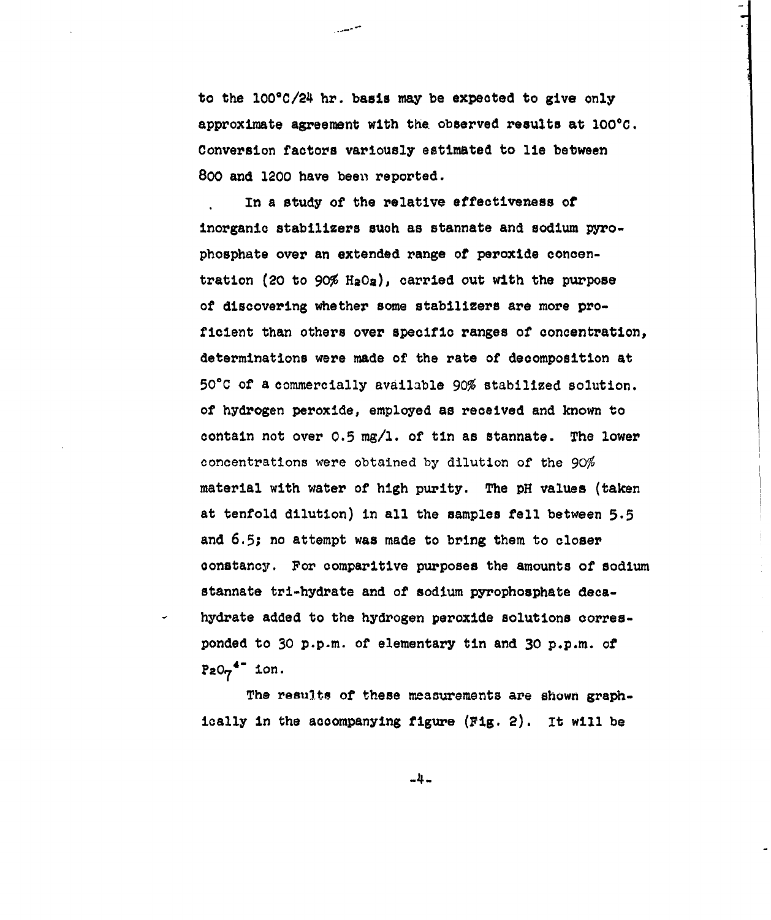to the 100°C/24 hr. basis may be expected to give only approximate agreement with the observed results at 100°C. Conversion factors variously estimated to lie between 800 and 1200 have been reported.

In a study of the relative effectiveness of inorganic stabilizers such as stannate and sodium pyrophosphate over an extended range of peroxide concentration (20 to 90% $H_2O_2$), carried out with the purpose of discovering whether some stabilizers are more proficient than others over specific ranges of concentration, determinations were made of the rate of decomposition at 50°C of a commercially available 90% stabilized solution of hydrogen peroxide, employed as received and known to contain not over 0.5 mg/l. of tin as stannate. The lower concentrations were obtained by dilution of the 90% material with water of high purity. The pH values (taken at tenfold dilution) in all the samples fell between 5.5 and 6.5; no attempt was made to bring them to closer constancy. For comparitive purposes the amounts of sodium stannate tri-hydrate and of sodium pyrophosphate decahydrate added to the hydrogen peroxide solutions corresponded to 30 p.p.m. of elementary tin and 30 p.p.m. of $P_2O_7^{4-}$ ion.

The results of these measurements are shown graphically in the accompanying figure (Fig. 2). It will be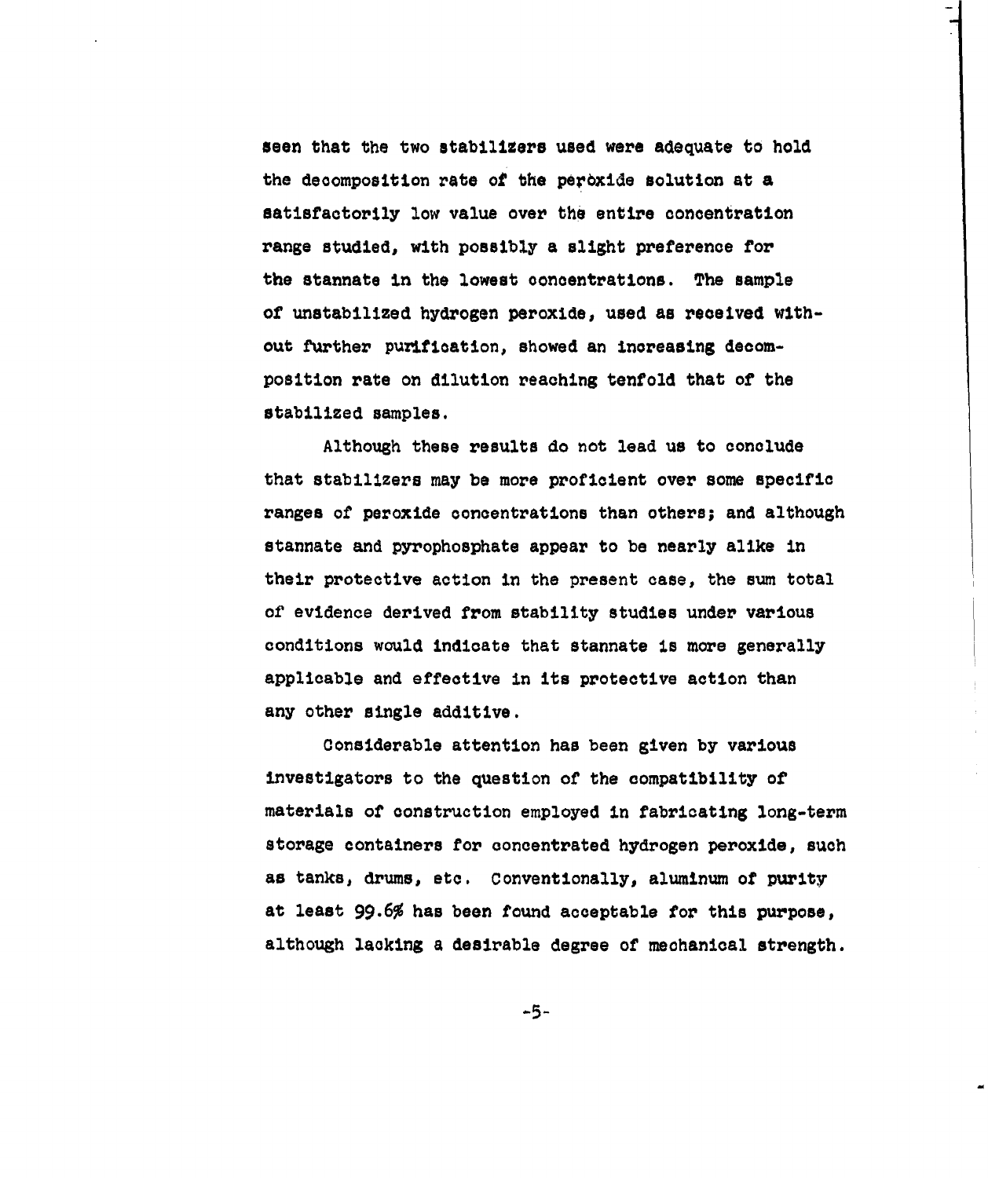seen that the two stabilizers used were adequate to hold the decomposition rate of the peroxide solution at a satisfactorily low value over the entire concentration range studied, with possibly a slight preference for the stannate in the lowest concentrations. The sample of unstabilized hydrogen peroxide, used as received without further purification, showed an increasing decomposition rate on dilution reaching tenfold that of the stabilized samples.

Although these results do not lead us to conclude that stabilizers may be more proficient over some specific ranges of peroxide concentrations than others; and although stannate and pyrophosphate appear to be nearly alike in their protective action in the present case, the sum total of evidence derived from stability studies under various conditions would indicate that stannate is more generally applicable and effective in its protective action than any other single additive.

Considerable attention has been given by various investigators to the question of the compatibility of materials of construction employed in fabricating long-term storage containers for concentrated hydrogen peroxide, such as tanks, drums, etc. Conventionally, aluminum of purity at least 99.6% has been found acceptable for this purpose, although lacking a desirable degree of mechanical strength.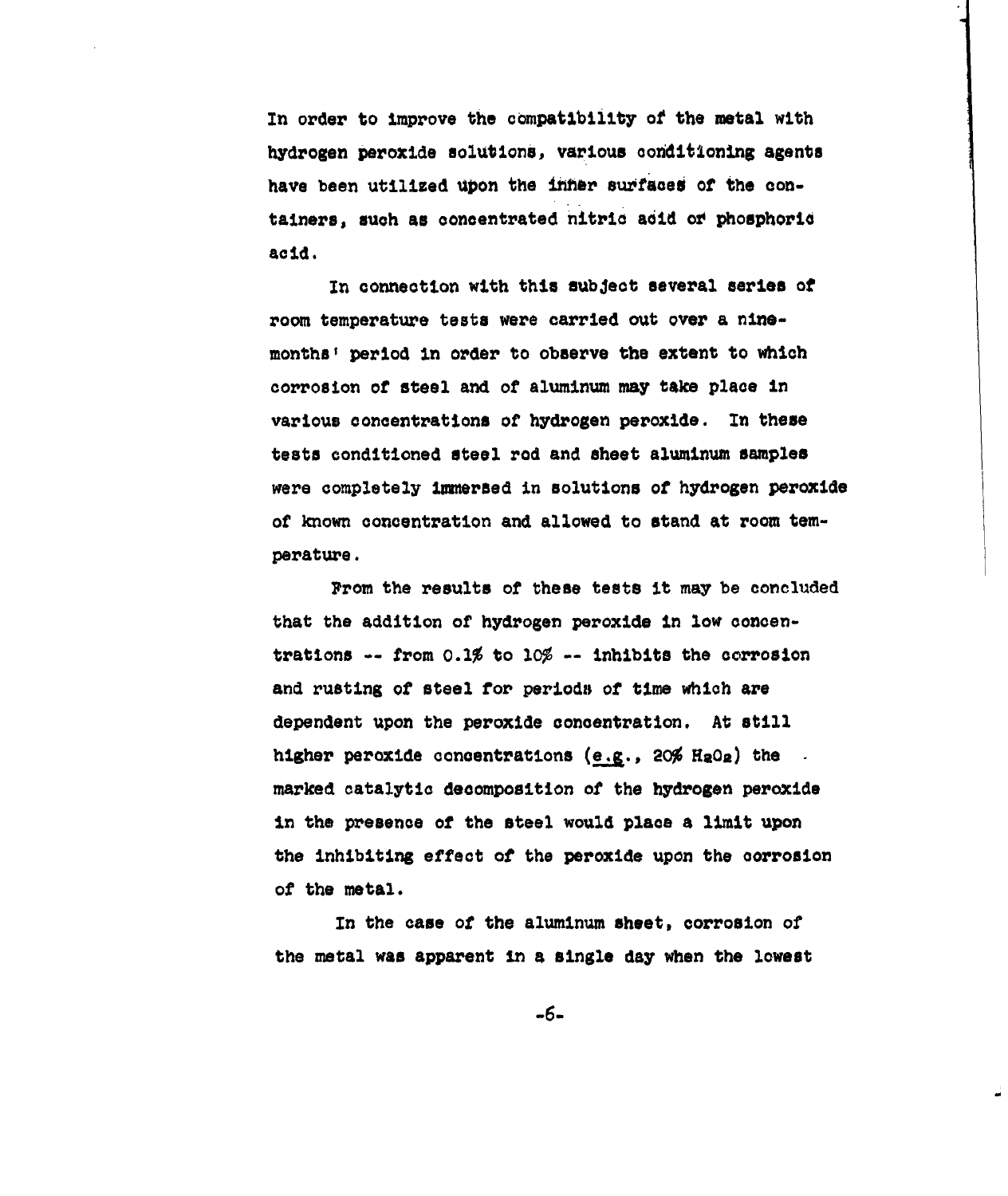In order to improve the compatibility of the metal with hydrogen peroxide solutions, various conditioning agents have been utilized upon the inner surfaces of the containers, such as concentrated nitric acid or phosphoric acid.

In connection with this subject several series of room temperature tests were carried out over a nine-months' period in order to observe the extent to which corrosion of steel and of aluminum may take place in various concentrations of hydrogen peroxide. In these tests conditioned steel rod and sheet aluminum samples were completely immersed in solutions of hydrogen peroxide of known concentration and allowed to stand at room temperature.

From the results of these tests it may be concluded that the addition of hydrogen peroxide in low concentrations -- from 0.1% to 10% -- inhibits the corrosion and rusting of steel for periods of time which are dependent upon the peroxide concentration. At still higher peroxide concentrations (e.g., 20% $H_2O_2$) the marked catalytic decomposition of the hydrogen peroxide in the presence of the steel would place a limit upon the inhibiting effect of the peroxide upon the corrosion of the metal.

In the case of the aluminum sheet, corrosion of the metal was apparent in a single day when the lowest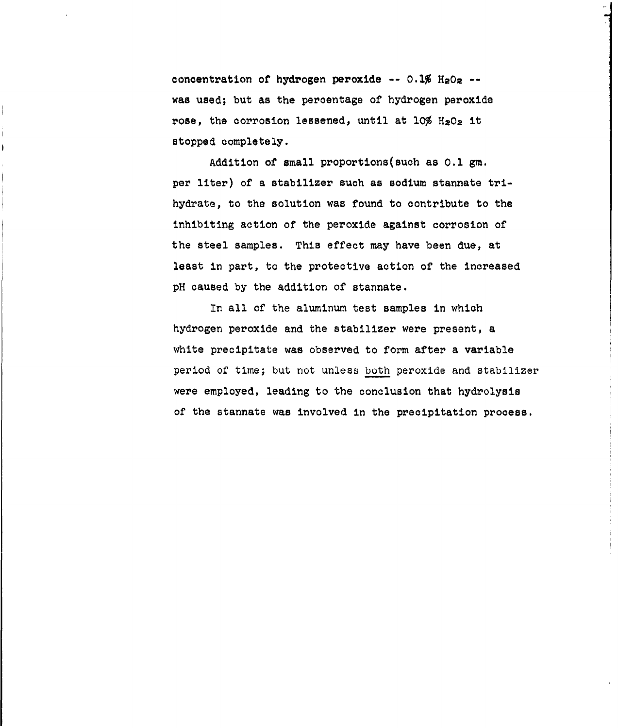concentration of hydrogen peroxide -- 0.1% $H_2O_2$ -- was used; but as the percentage of hydrogen peroxide rose, the corrosion lessened, until at 10% $H_2O_2$ it stopped completely.

Addition of small proportions(such as 0.1 gm. per liter) of a stabilizer such as sodium stannate trihydrate, to the solution was found to contribute to the inhibiting action of the peroxide against corrosion of the steel samples. This effect may have been due, at least in part, to the protective action of the increased pH caused by the addition of stannate.

In all of the aluminum test samples in which hydrogen peroxide and the stabilizer were present, a white precipitate was observed to form after a variable period of time; but not unless <u>both</u> peroxide and stabilizer were employed, leading to the conclusion that hydrolysis of the stannate was involved in the precipitation process.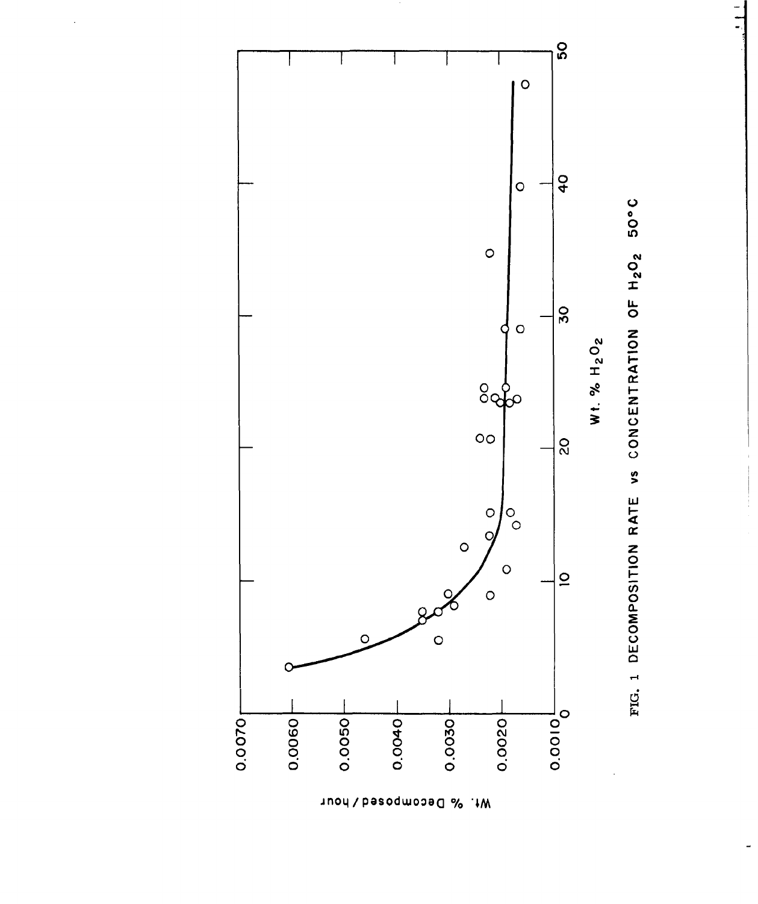FIG. 1 DECOMPOSITION RATE vs CONCENTRATION OF $H_2O_2$ 50°C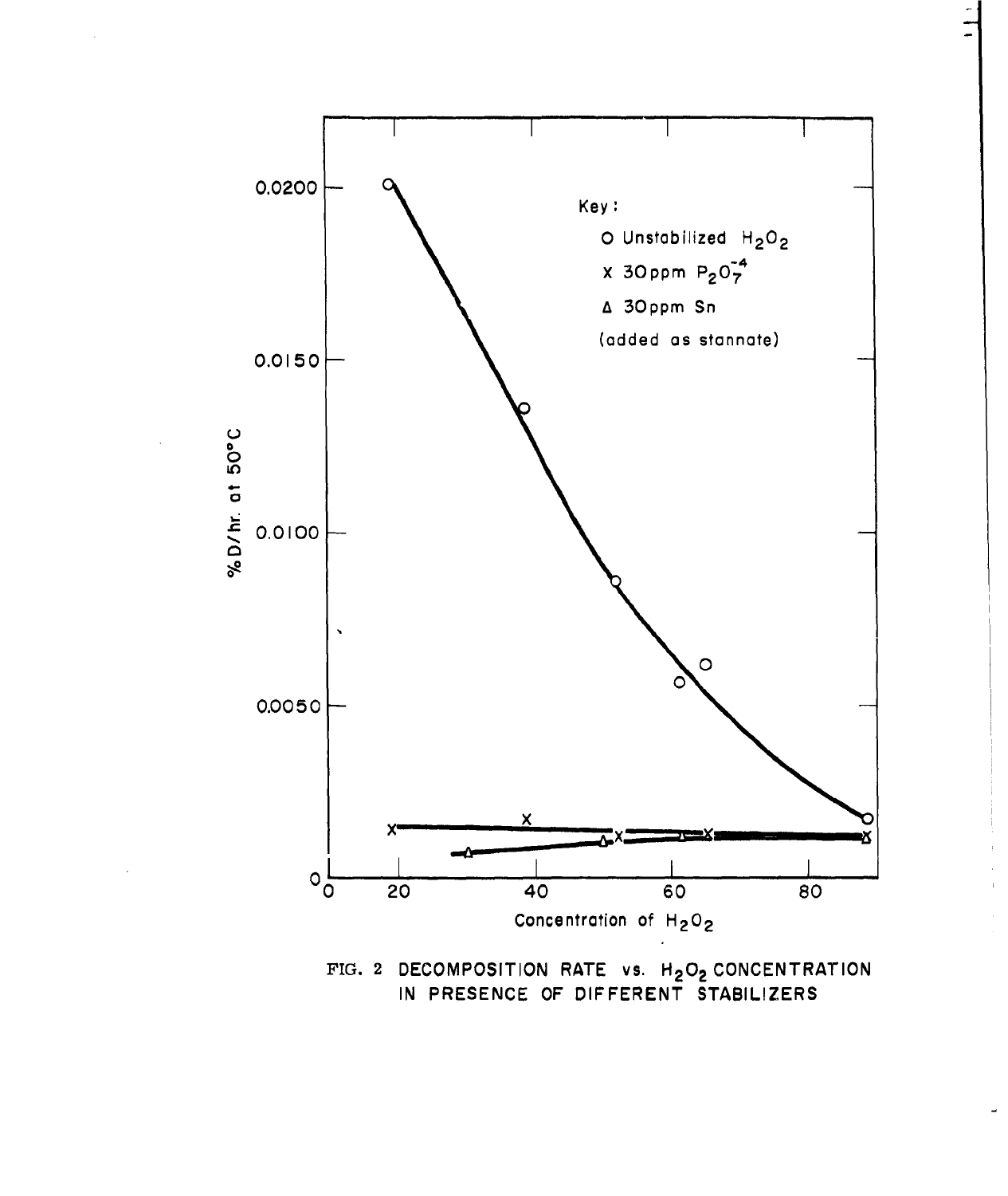FIG. 2 DECOMPOSITION RATE vs. $H_2O_2$ CONCENTRATION IN PRESENCE OF DIFFERENT STABILIZERS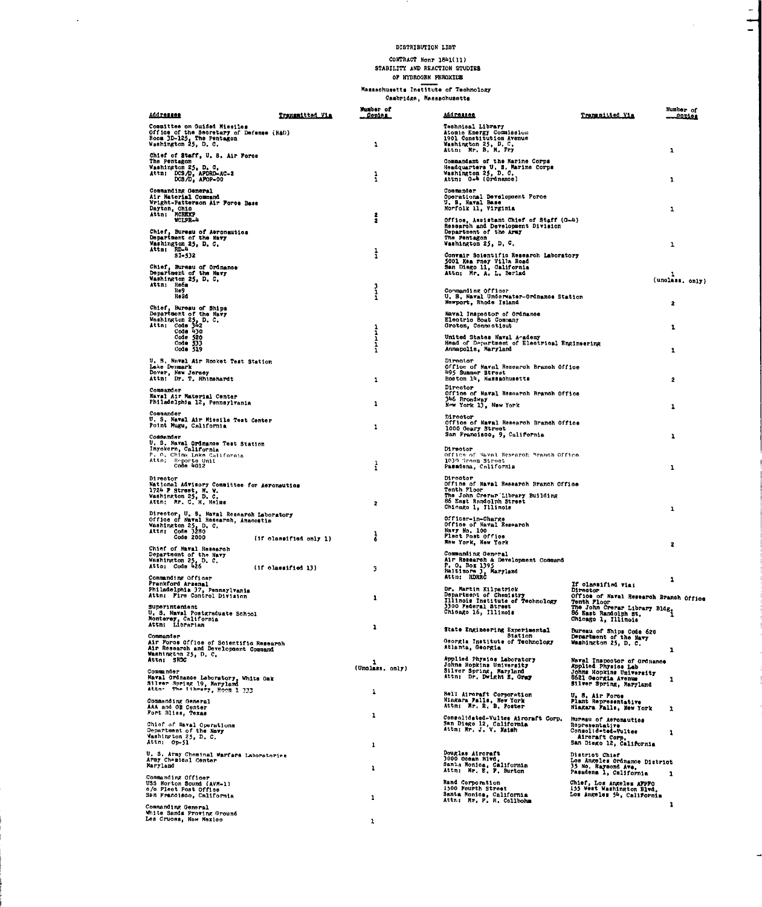DISTRIBUTION LIST

CONTRACT Nonr 1841(11)
STABILITY AND REACTION STUDIES
OF HYDROGEN PEROXIDE

Massachusetts Institute of Technology
Cambridge, Massachusetts

| Addressee | Transmitted Via | Number of Copies |
|---|---|---|
| Committee on Guided Missiles<br>Office of the Secretary of Defense (R&D)<br>Room 3D-125, The Pentagon<br>Washington 25, D. C. | | 1 |
| Chief of Staff, U. S. Air Force<br>The Pentagon<br>Washington 25, D. C.<br>Attn: DCS/D, AFDRD-AC-2<br>DCS/D, AFOP-00 | | 1<br>1 |
| Commanding General<br>Air Material Command<br>Wright-Patterson Air Force Base<br>Dayton, Ohio<br>Attn: MCREXP<br>WCLPR-4 | | 2<br>2 |
| Chief, Bureau of Aeronautics<br>Department of the Navy<br>Washington 25, D. C.<br>Attn: RD-4<br>SI-532 | | 1<br>1 |
| Chief, Bureau of Ordnance<br>Department of the Navy<br>Washington 25, D. C.<br>Attn: Re6a<br>Re9<br>Re2d | | 3<br>1<br>1 |
| Chief, Bureau of Ships<br>Department of the Navy<br>Washington 25, D. C.<br>Attn: Code 342<br>Code 430<br>Code 520<br>Code 533<br>Code 519 | | 1<br>1<br>1<br>1<br>1 |
| U. S. Naval Air Rocket Test Station<br>Lake Denmark<br>Dover, New Jersey<br>Attn: Dr. T. Rhinehardt | | 1 |
| Commander<br>Naval Air Material Center<br>Philadelphia 12, Pennsylvania | | 1 |
| Commander<br>U. S. Naval Air Missile Test Center<br>Point Mugu, California | | 1 |
| Commander<br>U. S. Naval Ordnance Test Station<br>Inyokern, California<br>P. O. China Lake California<br>Attn: Reports Unit<br>Code 4012 | | 1<br>1 |
| Director<br>National Advisory Committee for Aeronautics<br>1724 F Street, N. W.<br>Washington 25, D. C.<br>Attn: Mr. C. H. Helms | | 2 |
| Director, U. S. Naval Research Laboratory<br>Office of Naval Research, Anacostia<br>Washington 25, D. C.<br>Attn: Code 3280<br>Code 2000 | (if classified only 1) | 1<br>6 |
| Chief of Naval Research<br>Department of the Navy<br>Washington 25, D. C.<br>Attn: Code 426 | (if classified 13) | 3 |
| Commanding Officer<br>Frankford Arsenal<br>Philadelphia 37, Pennsylvania<br>Attn: Fire Control Division | | 1 |
| Superintendent<br>U. S. Naval Postgraduate School<br>Monterey, California<br>Attn: Librarian | | 1 |
| Commander<br>Air Force Office of Scientific Research<br>Air Research and Development Command<br>Washington 25, D. C.<br>Attn: SRDC | | 1<br>(Unclass. only) |
| Commander<br>Naval Ordnance Laboratory, White Oak<br>Silver Spring 19, Maryland<br>Attn: The Library, Room 1 333 | | 1 |
| Commanding General<br>AAA and GM Center<br>Fort Bliss, Texas | | 1 |
| Chief of Naval Operations<br>Department of the Navy<br>Washington 25, D. C.<br>Attn: Op-51 | | 1 |
| U. S. Army Chemical Warfare Laboratories<br>Army Chemical Center<br>Maryland | | 1 |
| Commanding Officer<br>USS Norton Sound (AVM-1)<br>c/o Fleet Post Office<br>San Francisco, California | | 1 |
| Commanding General<br>White Sands Proving Ground<br>Las Cruces, New Mexico | | 1 |
| Technical Library<br>Atomic Energy Commission<br>1901 Constitution Avenue<br>Washington 25, D. C.<br>Attn: Mr. B. M. Fry | | 1 |
| Commandant of the Marine Corps<br>Headquarters U. S. Marine Corps<br>Washington 25, D. C.<br>Attn: G-4 (Ordnance) | | 1 |
| Commander<br>Operational Development Force<br>U. S. Naval Base<br>Norfolk 11, Virginia | | 1 |
| Office, Assistant Chief of Staff (G-4)<br>Research and Development Division<br>Department of the Army<br>The Pentagon<br>Washington 25, D. C. | | 1 |
| Convair Scientific Research Laboratory<br>5001 Kearney Villa Road<br>San Diego 11, California<br>Attn: Mr. A. L. Berlad | | 1<br>(unclass. only) |
| Commanding Officer<br>U. S. Naval Underwater-Ordnance Station<br>Newport, Rhode Island | | 2 |
| Naval Inspector of Ordnance<br>Electric Boat Company<br>Groton, Connecticut | | 1 |
| United States Naval Academy<br>Head of Department of Electrical Engineering<br>Annapolis, Maryland | | 1 |
| Director<br>Office of Naval Research Branch Office<br>495 Summer Street<br>Boston 14, Massachusetts | | 2 |
| Director<br>Office of Naval Research Branch Office<br>346 Broadway<br>New York 13, New York | | 1 |
| Director<br>Office of Naval Research Branch Office<br>1000 Geary Street<br>San Francisco, 9, California | | 1 |
| Director<br>Office of Naval Research Branch Office<br>1030 Green Street<br>Pasadena, California | | 1 |
| Director<br>Office of Naval Research Branch Office<br>Tenth Floor<br>The John Crerar Library Building<br>86 East Randolph Street<br>Chicago 1, Illinois | | 1 |
| Officer-in-Charge<br>Office of Naval Research<br>Navy No. 100<br>Fleet Post Office<br>New York, New York | | 2 |
| Commanding General<br>Air Research & Development Command<br>P. O. Box 1395<br>Baltimore 3, Maryland<br>Attn: RDRRC | | 1 |
| Dr. Martin Kilpatrick<br>Department of Chemistry<br>Illinois Institute of Technology<br>3300 Federal Street<br>Chicago 16, Illinois | If classified via:<br>Director<br>Office of Naval Research Branch Office<br>Tenth Floor<br>The John Crerar Library Bldg.<br>86 East Randolph St.<br>Chicago 1, Illinois | 1 |
| State Engineering Experimental Station<br>Georgia Institute of Technology<br>Atlanta, Georgia | Bureau of Ships Code 620<br>Department of the Navy<br>Washington 25, D. C. | 1 |
| Applied Physics Laboratory<br>Johns Hopkins University<br>Silver Spring, Maryland<br>Attn: Dr. Dwight E. Gray | Naval Inspector of Ordnance<br>Applied Physics Lab<br>Johns Hopkins University<br>8621 Georgia Avenue<br>Silver Spring, Maryland | 1 |
| Bell Aircraft Corporation<br>Niagara Falls, New York<br>Attn: Mr. R. B. Foster | U. S. Air Force<br>Plant Representative<br>Niagara Falls, New York | 1 |
| Consolidated-Vultee Aircraft Corp.<br>San Diego 12, California<br>Attn: Mr. J. V. Naish | Bureau of Aeronautics<br>Representative<br>Consolidated-Vultee<br>Aircraft Corp.<br>San Diego 12, California | 1 |
| Douglas Aircraft<br>3000 Ocean Blvd.<br>Santa Monica, California<br>Attn: Mr. E. F. Burton | District Chief<br>Los Angeles Ordnance District<br>55 So. Raymond Ave.<br>Pasadena 1, California | 1 |
| Rand Corporation<br>1500 Fourth Street<br>Santa Monica, California<br>Attn: Mr. F. R. Collbohm | Chief, Los Angeles AFPPO<br>155 West Washington Blvd.<br>Los Angeles 54, California | 1 |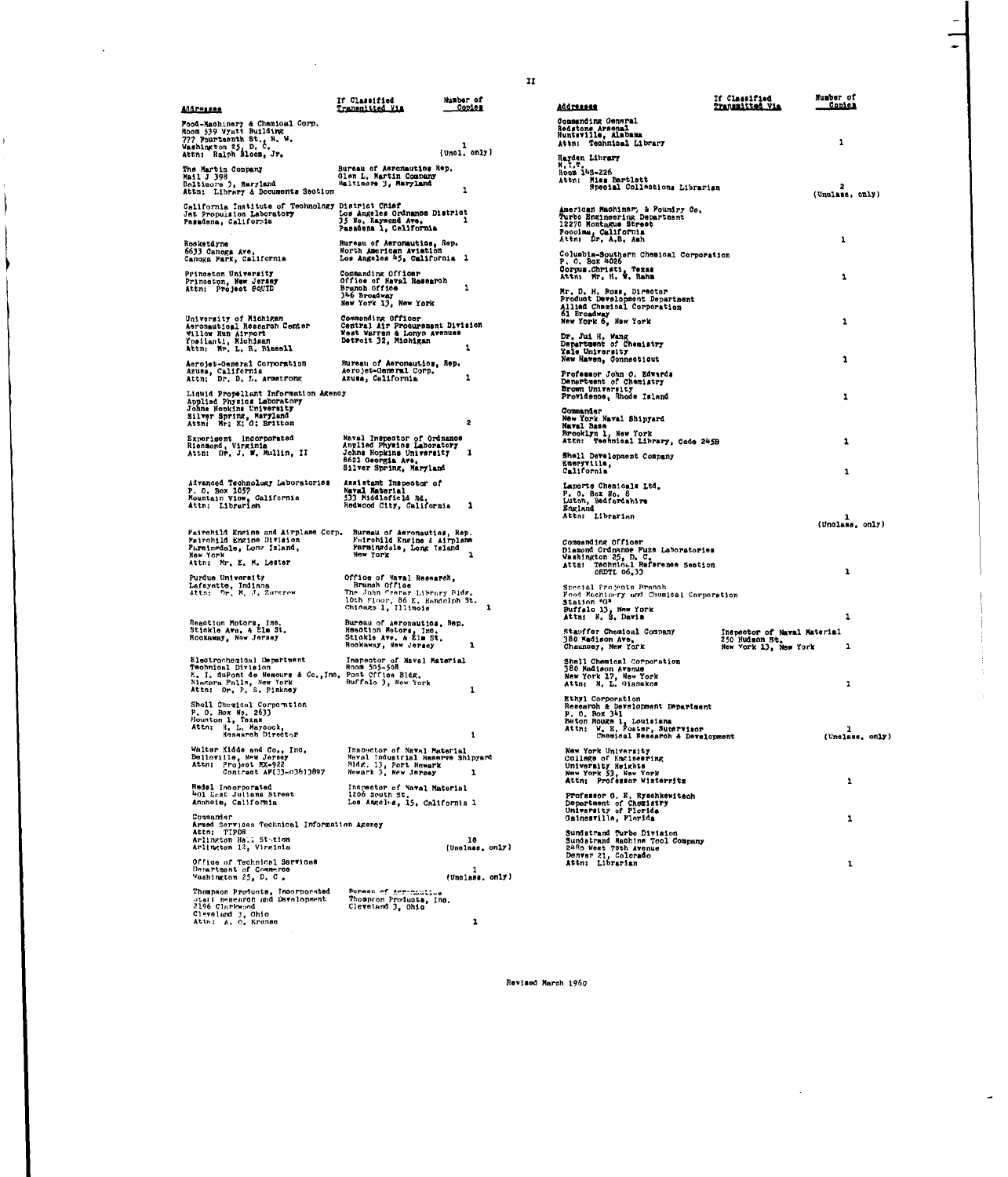| Addressee | If Classified Transmitted Via | Number of Copies |
|---|---|---|
| Food-Machinery & Chemical Corp. Room 539 Wyatt Building 777 Fourteenth St., N. W. Washington 25, D. C. Attn: Ralph Bloom, Jr. | | 1 (Uncl. only) |
| The Martin Company Mail J 398 Baltimore 3, Maryland Attn: Library & Documents Section | Bureau of Aeronautics Rep. Glen L. Martin Company Baltimore 3, Maryland | 1 |
| California Institute of Technology Jet Propulsion Laboratory Pasadena, California | District Chief Los Angeles Ordnance District 55 No. Raymond Ave. Pasadena 1, California | 1 |
| Rocketdyne 6633 Canoga Ave. Canoga Park, California | Bureau of Aeronautics, Rep. North American Aviation Los Angeles 45, California | 1 |
| Princeton University Princeton, New Jersey Attn: Project SQUID | Commanding Officer Office of Naval Research Branch Office 346 Broadway New York 13, New York | 1 |
| University of Michigan Aeronautical Research Center Willow Run Airport Ypsilanti, Michigan Attn: Mr. L. R. Biasell | Commanding Officer Central Air Procurement Division West Warren & Lonyo Avenues Detroit 32, Michigan | 1 |
| Aerojet-General Corporation Azusa, California Attn: Dr. D. L. Armstrong | Bureau of Aeronautics, Rep. Aerojet-General Corp. Azusa, California | 1 |
| Liquid Propellant Information Agency Applied Physics Laboratory Johns Hopkins University Silver Spring, Maryland Attn: Mr. K. G. Britton | | 2 |
| Experiment Incorporated Richmond, Virginia Attn: Dr. J. W. Mullin, II | Naval Inspector of Ordnance Applied Physics Laboratory Johns Hopkins University 8621 Georgia Ave. Silver Spring, Maryland | 1 |
| Advanced Technology Laboratories P. O. Box 1057 Mountain View, California Attn: Librarian | Assistant Inspector of Naval Material 533 Middlefield Rd. Redwood City, California | 1 |
| Fairchild Engine and Airplane Corp. Fairchild Engine Division Farmingdale, Long Island, New York Attn: Mr. E. M. Lester | Bureau of Aeronautics, Rep. Fairchild Engine & Airplane Farmingdale, Long Island New York | 1 |
| Purdue University Lafayette, Indiana Attn: Dr. M. J. Zucrow | Office of Naval Research, Branch Office The John Crerar Library Bldg. 10th Floor, 86 E. Randolph St. Chicago 1, Illinois | 1 |
| Reaction Motors, Inc. Stickle Ave. & Elm St. Rockaway, New Jersey | Bureau of Aeronautics, Rep. Reaction Motors, Inc. Stickle Ave. & Elm St. Rockaway, New Jersey | 1 |
| Electrochemical Department Technical Division E. I. duPont de Nemours & Co., Inc. Niagara Falls, New York Attn: Dr. P. S. Pinkney | Inspector of Naval Material Room 505-508 Post Office Bldg. Buffalo 3, New York | 1 |
| Shell Chemical Corporation P. O. Box No. 2633 Houston 1, Texas Attn: H. L. Maycock, Research Director | | 1 |
| Walter Kidde and Co., Inc. Belleville, New Jersey Attn: Project MX-922 Contract AF(33-038)3897 | Inspector of Naval Material Naval Industrial Reserve Shipyard Bldg. 13, Port Newark Newark 3, New Jersey | 1 |
| Redel Incorporated 401 East Julianna Street Anaheim, California | Inspector of Naval Material 1206 South St. Los Angeles, 15, California | 1 |
| Commander Armed Services Technical Information Agency Attn: TIPDR Arlington Hall Station Arlington 12, Virginia | | 10 (Unclass. only) |
| Office of Technical Services Department of Commerce Washington 25, D. C. | | 1 (Unclass. only) |
| Thompson Products, Incorporated Staff Research and Development 2196 Clarkwood Cleveland 3, Ohio Attn: A. C. Krenso | Bureau of Aeronautics Thompson Products, Inc. Cleveland 3, Ohio | 1 |
| Commanding General Redstone Arsenal Huntsville, Alabama Attn: Technical Library | | 1 |
| Hayden Library M.I.T. Room 14S-226 Attn: Miss Bartlett Special Collections Librarian | | 2 (Unclass. only) |
| American Machinery & Foundry Co. Turbo Engineering Department 12270 Montague Street Pocoima, California Attn: Dr. A.B. Ash | | 1 |
| Columbia-Southern Chemical Corporation P. O. Box 4026 Corpus Christi, Texas Attn: Mr. H. W. Rahn | | 1 |
| Mr. D. H. Ross, Director Product Development Department Allied Chemical Corporation 61 Broadway New York 6, New York | | 1 |
| Dr. Jui H. Wang Department of Chemistry Yale University New Haven, Connecticut | | 1 |
| Professor John O. Edwards Department of Chemistry Brown University Providence, Rhode Island | | 1 |
| Commander New York Naval Shipyard Naval Base Brooklyn 1, New York Attn: Technical Library, Code 245B | | 1 |
| Shell Development Company Emeryville, California | | 1 |
| Laporte Chemicals Ltd. P. O. Box No. 8 Luton, Bedfordshire England Attn: Librarian | | 1 (Unclass. only) |
| Commanding Officer Diamond Ordnance Fuze Laboratories Washington 25, D. C. Attn: Technical Reference Section ORDTL 06.33 | | 1 |
| Special Projects Branch Food Machinery and Chemical Corporation Station "G" Buffalo 13, New York Attn: N. S. Davis | | 1 |
| Stauffer Chemical Company 380 Madison Ave. Chauncey, New York | Inspector of Naval Material 250 Hudson St. New York 13, New York | 1 |
| Shell Chemical Corporation 380 Madison Avenue New York 17, New York Attn: N. L. Gianakos | | 1 |
| Ethyl Corporation Research & Development Department P. O. Box 341 Baton Rouge 1, Louisiana Attn: W. E. Foster, Supervisor Chemical Research & Development | | 1 (Unclass. only) |
| New York University College of Engineering University Heights New York 53, New York Attn: Professor Winternitz | | 1 |
| Professor G. E. Ryschkewitsch Department of Chemistry University of Florida Gainesville, Florida | | 1 |
| Sundstrand Turbo Division Sundstrand Machine Tool Company 2480 West 70th Avenue Denver 21, Colorado Attn: Librarian | | 1 |

Revised March 1960